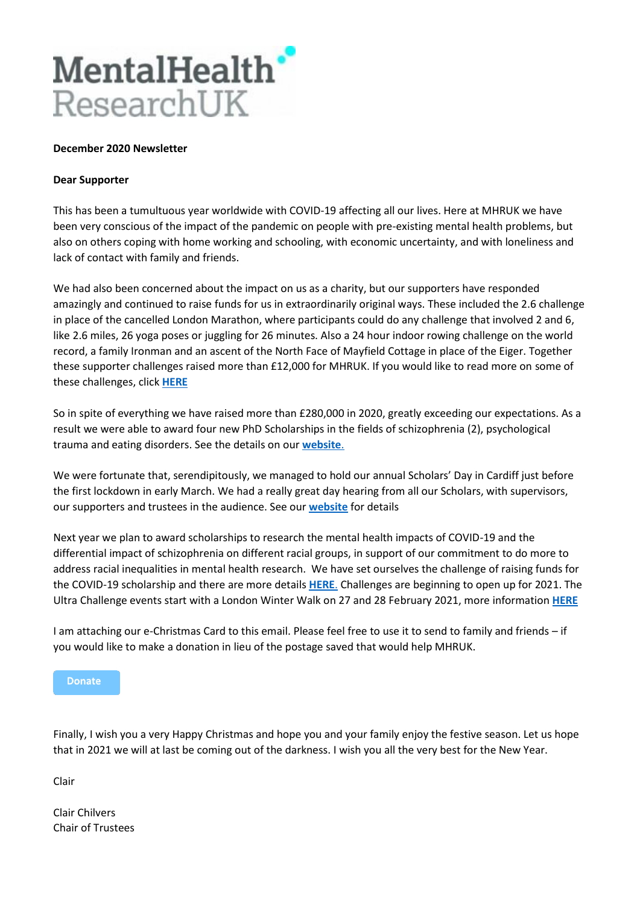MentalHealth ResearchUK

**December 2020 Newsletter**

**Dear Supporter**

This has been a tumultuous year worldwide with COVID-19 affecting all our lives. Here at MHRUK we have been very conscious of the impact of the pandemic on people with pre-existing mental health problems, but also on others coping with home working and schooling, with economic uncertainty, and with loneliness and lack of contact with family and friends.

We had also been concerned about the impact on us as a charity, but our supporters have responded amazingly and continued to raise funds for us in extraordinarily original ways. These included the 2.6 challenge in place of the cancelled London Marathon, where participants could do any challenge that involved 2 and 6, like 2.6 miles, 26 yoga poses or juggling for 26 minutes. Also a 24 hour indoor rowing challenge on the world record, a family Ironman and an ascent of the North Face of Mayfield Cottage in place of the Eiger. Together these supporter challenges raised more than £12,000 for MHRUK. If you would like to read more on some of these challenges, click **HERE**

So in spite of everything we have raised more than £280,000 in 2020, greatly exceeding our expectations. As a result we were able to award four new PhD Scholarships in the fields of schizophrenia (2), psychological trauma and eating disorders. See the details on our **website**.

We were fortunate that, serendipitously, we managed to hold our annual Scholars' Day in Cardiff just before the first lockdown in early March. We had a really great day hearing from all our Scholars, with supervisors, our supporters and trustees in the audience. See our **website** for details

Next year we plan to award scholarships to research the mental health impacts of COVID-19 and the differential impact of schizophrenia on different racial groups, in support of our commitment to do more to address racial inequalities in mental health research. We have set ourselves the challenge of raising funds for the COVID-19 scholarship and there are more details **HERE**. Challenges are beginning to open up for 2021. The Ultra Challenge events start with a London Winter Walk on 27 and 28 February 2021, more information **HERE**

I am attaching our e-Christmas Card to this email. Please feel free to use it to send to family and friends – if you would like to make a donation in lieu of the postage saved that would help MHRUK.

Donate

Finally, I wish you a very Happy Christmas and hope you and your family enjoy the festive season. Let us hope that in 2021 we will at last be coming out of the darkness. I wish you all the very best for the New Year.

Clair

Clair Chilvers
Chair of Trustees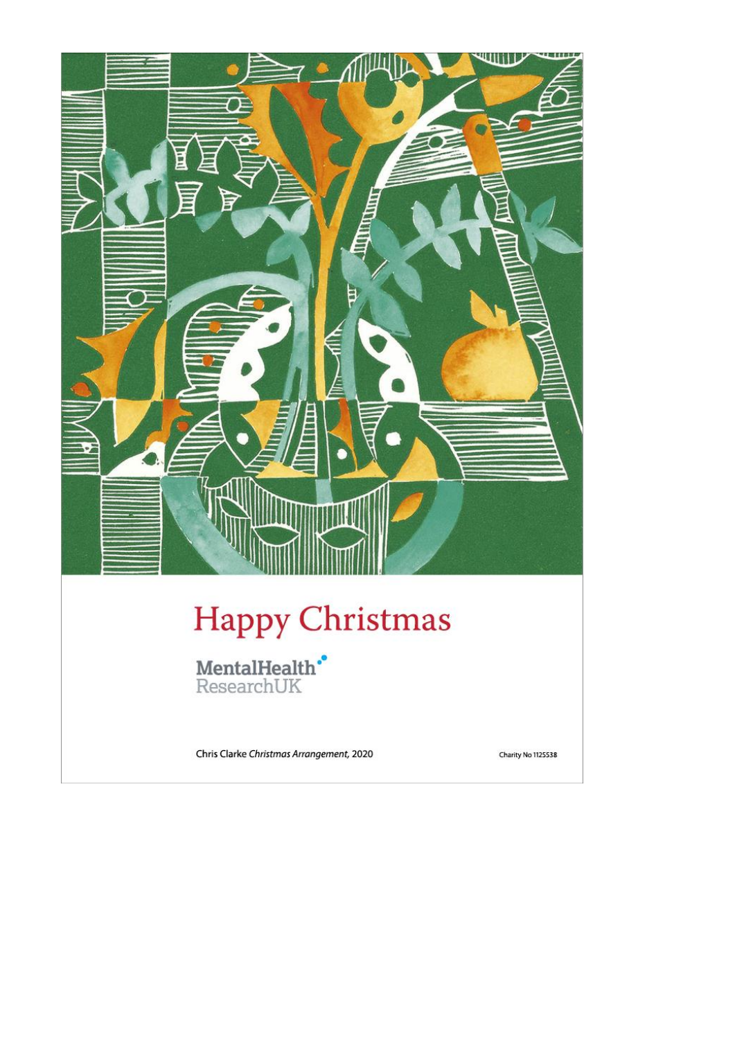# Happy Christmas

MentalHealth ResearchUK

Chris Clarke *Christmas Arrangement*, 2020

Charity No 1125538